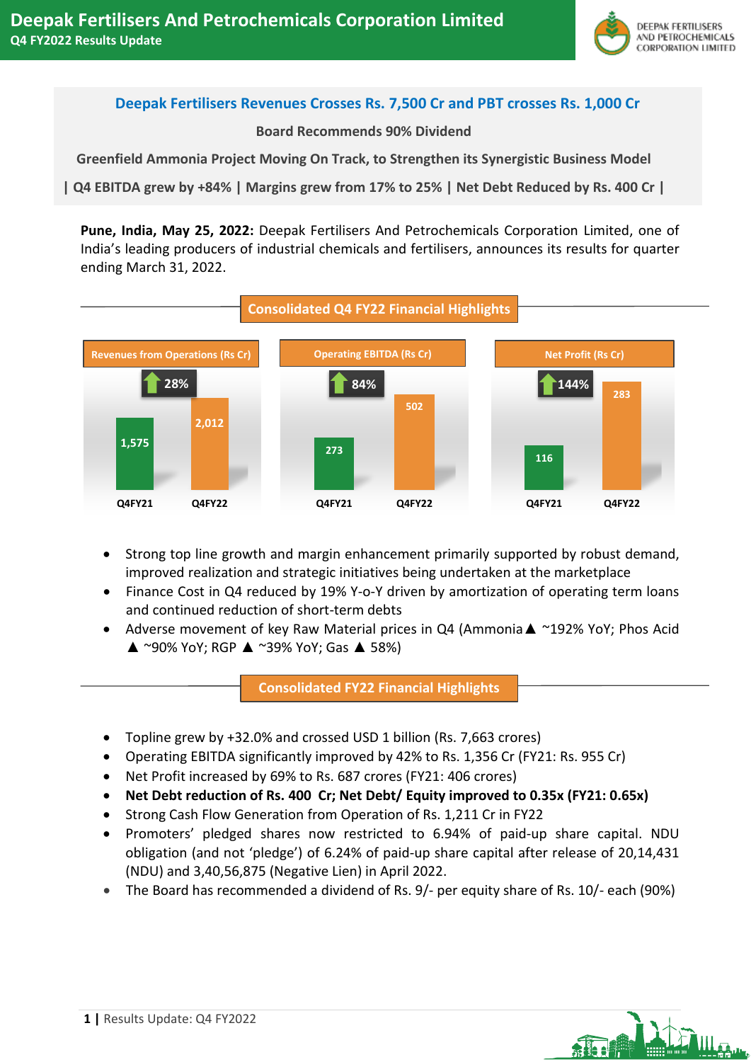# Deepak Fertilisers And Petrochemicals Corporation Limited
## Q4 FY2022 Results Update

**Deepak Fertilisers Revenues Crosses Rs. 7,500 Cr and PBT crosses Rs. 1,000 Cr**

**Board Recommends 90% Dividend**

**Greenfield Ammonia Project Moving On Track, to Strengthen its Synergistic Business Model**

**| Q4 EBITDA grew by +84% | Margins grew from 17% to 25% | Net Debt Reduced by Rs. 400 Cr |**

**Pune, India, May 25, 2022:** Deepak Fertilisers And Petrochemicals Corporation Limited, one of India's leading producers of industrial chemicals and fertilisers, announces its results for quarter ending March 31, 2022.

## Consolidated Q4 FY22 Financial Highlights

| | Q4FY21 | Q4FY22 | Growth |
|---|---|---|---|
| Revenues from Operations (Rs Cr) | 1,575 | 2,012 | 28% |
| Operating EBITDA (Rs Cr) | 273 | 502 | 84% |
| Net Profit (Rs Cr) | 116 | 283 | 144% |

- Strong top line growth and margin enhancement primarily supported by robust demand, improved realization and strategic initiatives being undertaken at the marketplace
- Finance Cost in Q4 reduced by 19% Y-o-Y driven by amortization of operating term loans and continued reduction of short-term debts
- Adverse movement of key Raw Material prices in Q4 (Ammonia ▲ ~192% YoY; Phos Acid ▲ ~90% YoY; RGP ▲ ~39% YoY; Gas ▲ 58%)

## Consolidated FY22 Financial Highlights

- Topline grew by +32.0% and crossed USD 1 billion (Rs. 7,663 crores)
- Operating EBITDA significantly improved by 42% to Rs. 1,356 Cr (FY21: Rs. 955 Cr)
- Net Profit increased by 69% to Rs. 687 crores (FY21: 406 crores)
- **Net Debt reduction of Rs. 400 Cr; Net Debt/ Equity improved to 0.35x (FY21: 0.65x)**
- Strong Cash Flow Generation from Operation of Rs. 1,211 Cr in FY22
- Promoters' pledged shares now restricted to 6.94% of paid-up share capital. NDU obligation (and not 'pledge') of 6.24% of paid-up share capital after release of 20,14,431 (NDU) and 3,40,56,875 (Negative Lien) in April 2022.
- The Board has recommended a dividend of Rs. 9/- per equity share of Rs. 10/- each (90%)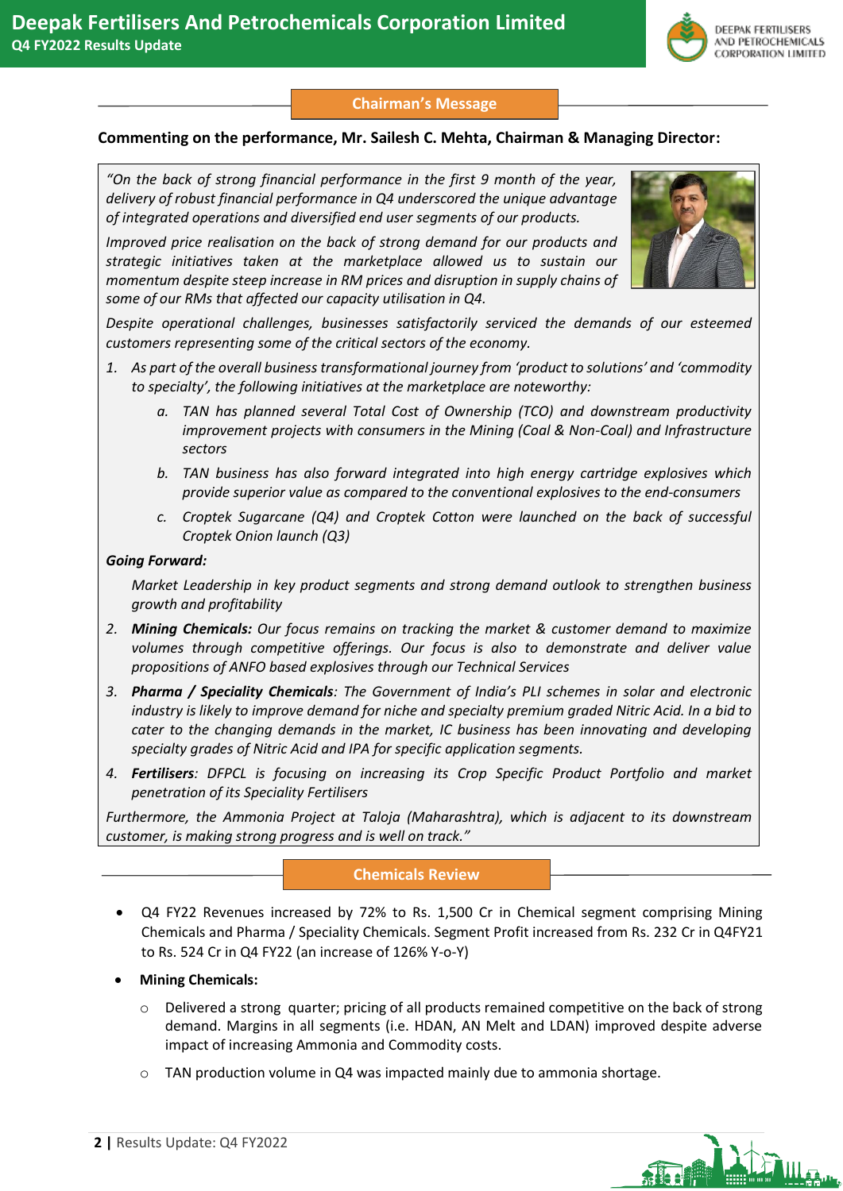## Chairman's Message

**Commenting on the performance, Mr. Sailesh C. Mehta, Chairman & Managing Director:**

*"On the back of strong financial performance in the first 9 month of the year, delivery of robust financial performance in Q4 underscored the unique advantage of integrated operations and diversified end user segments of our products.*

*Improved price realisation on the back of strong demand for our products and strategic initiatives taken at the marketplace allowed us to sustain our momentum despite steep increase in RM prices and disruption in supply chains of some of our RMs that affected our capacity utilisation in Q4.*

*Despite operational challenges, businesses satisfactorily serviced the demands of our esteemed customers representing some of the critical sectors of the economy.*

1. *As part of the overall business transformational journey from 'product to solutions' and 'commodity to specialty', the following initiatives at the marketplace are noteworthy:*
   a. *TAN has planned several Total Cost of Ownership (TCO) and downstream productivity improvement projects with consumers in the Mining (Coal & Non-Coal) and Infrastructure sectors*
   b. *TAN business has also forward integrated into high energy cartridge explosives which provide superior value as compared to the conventional explosives to the end-consumers*
   c. *Croptek Sugarcane (Q4) and Croptek Cotton were launched on the back of successful Croptek Onion launch (Q3)*

***Going Forward:***

*Market Leadership in key product segments and strong demand outlook to strengthen business growth and profitability*

2. ***Mining Chemicals:*** *Our focus remains on tracking the market & customer demand to maximize volumes through competitive offerings. Our focus is also to demonstrate and deliver value propositions of ANFO based explosives through our Technical Services*
3. ***Pharma / Speciality Chemicals****: The Government of India's PLI schemes in solar and electronic industry is likely to improve demand for niche and specialty premium graded Nitric Acid. In a bid to cater to the changing demands in the market, IC business has been innovating and developing specialty grades of Nitric Acid and IPA for specific application segments.*
4. ***Fertilisers****: DFPCL is focusing on increasing its Crop Specific Product Portfolio and market penetration of its Speciality Fertilisers*

*Furthermore, the Ammonia Project at Taloja (Maharashtra), which is adjacent to its downstream customer, is making strong progress and is well on track."*

## Chemicals Review

- Q4 FY22 Revenues increased by 72% to Rs. 1,500 Cr in Chemical segment comprising Mining Chemicals and Pharma / Speciality Chemicals. Segment Profit increased from Rs. 232 Cr in Q4FY21 to Rs. 524 Cr in Q4 FY22 (an increase of 126% Y-o-Y)
- **Mining Chemicals:**
  - Delivered a strong quarter; pricing of all products remained competitive on the back of strong demand. Margins in all segments (i.e. HDAN, AN Melt and LDAN) improved despite adverse impact of increasing Ammonia and Commodity costs.
  - TAN production volume in Q4 was impacted mainly due to ammonia shortage.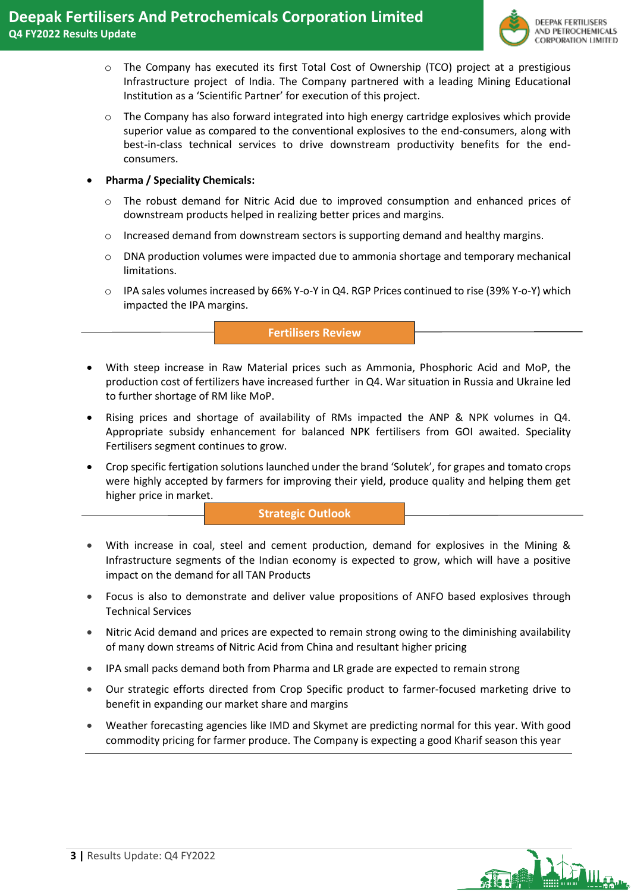- The Company has executed its first Total Cost of Ownership (TCO) project at a prestigious Infrastructure project of India. The Company partnered with a leading Mining Educational Institution as a 'Scientific Partner' for execution of this project.
- The Company has also forward integrated into high energy cartridge explosives which provide superior value as compared to the conventional explosives to the end-consumers, along with best-in-class technical services to drive downstream productivity benefits for the end-consumers.

- **Pharma / Speciality Chemicals:**
  - The robust demand for Nitric Acid due to improved consumption and enhanced prices of downstream products helped in realizing better prices and margins.
  - Increased demand from downstream sectors is supporting demand and healthy margins.
  - DNA production volumes were impacted due to ammonia shortage and temporary mechanical limitations.
  - IPA sales volumes increased by 66% Y-o-Y in Q4. RGP Prices continued to rise (39% Y-o-Y) which impacted the IPA margins.

## Fertilisers Review

- With steep increase in Raw Material prices such as Ammonia, Phosphoric Acid and MoP, the production cost of fertilizers have increased further in Q4. War situation in Russia and Ukraine led to further shortage of RM like MoP.
- Rising prices and shortage of availability of RMs impacted the ANP & NPK volumes in Q4. Appropriate subsidy enhancement for balanced NPK fertilisers from GOI awaited. Speciality Fertilisers segment continues to grow.
- Crop specific fertigation solutions launched under the brand 'Solutek', for grapes and tomato crops were highly accepted by farmers for improving their yield, produce quality and helping them get higher price in market.

## Strategic Outlook

- With increase in coal, steel and cement production, demand for explosives in the Mining & Infrastructure segments of the Indian economy is expected to grow, which will have a positive impact on the demand for all TAN Products
- Focus is also to demonstrate and deliver value propositions of ANFO based explosives through Technical Services
- Nitric Acid demand and prices are expected to remain strong owing to the diminishing availability of many down streams of Nitric Acid from China and resultant higher pricing
- IPA small packs demand both from Pharma and LR grade are expected to remain strong
- Our strategic efforts directed from Crop Specific product to farmer-focused marketing drive to benefit in expanding our market share and margins
- Weather forecasting agencies like IMD and Skymet are predicting normal for this year. With good commodity pricing for farmer produce. The Company is expecting a good Kharif season this year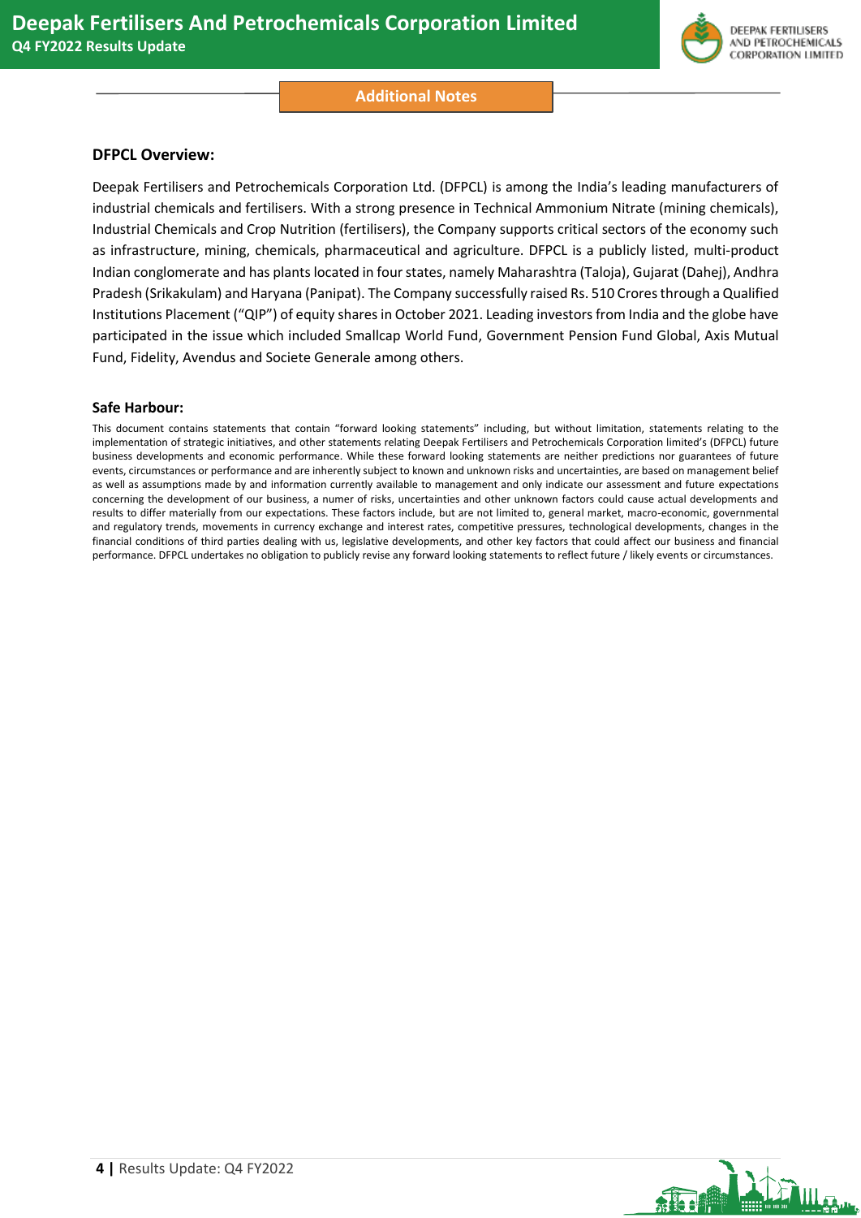## Additional Notes

### DFPCL Overview:

Deepak Fertilisers and Petrochemicals Corporation Ltd. (DFPCL) is among the India's leading manufacturers of industrial chemicals and fertilisers. With a strong presence in Technical Ammonium Nitrate (mining chemicals), Industrial Chemicals and Crop Nutrition (fertilisers), the Company supports critical sectors of the economy such as infrastructure, mining, chemicals, pharmaceutical and agriculture. DFPCL is a publicly listed, multi-product Indian conglomerate and has plants located in four states, namely Maharashtra (Taloja), Gujarat (Dahej), Andhra Pradesh (Srikakulam) and Haryana (Panipat). The Company successfully raised Rs. 510 Crores through a Qualified Institutions Placement ("QIP") of equity shares in October 2021. Leading investors from India and the globe have participated in the issue which included Smallcap World Fund, Government Pension Fund Global, Axis Mutual Fund, Fidelity, Avendus and Societe Generale among others.

### Safe Harbour:

This document contains statements that contain "forward looking statements" including, but without limitation, statements relating to the implementation of strategic initiatives, and other statements relating Deepak Fertilisers and Petrochemicals Corporation limited's (DFPCL) future business developments and economic performance. While these forward looking statements are neither predictions nor guarantees of future events, circumstances or performance and are inherently subject to known and unknown risks and uncertainties, are based on management belief as well as assumptions made by and information currently available to management and only indicate our assessment and future expectations concerning the development of our business, a numer of risks, uncertainties and other unknown factors could cause actual developments and results to differ materially from our expectations. These factors include, but are not limited to, general market, macro-economic, governmental and regulatory trends, movements in currency exchange and interest rates, competitive pressures, technological developments, changes in the financial conditions of third parties dealing with us, legislative developments, and other key factors that could affect our business and financial performance. DFPCL undertakes no obligation to publicly revise any forward looking statements to reflect future / likely events or circumstances.